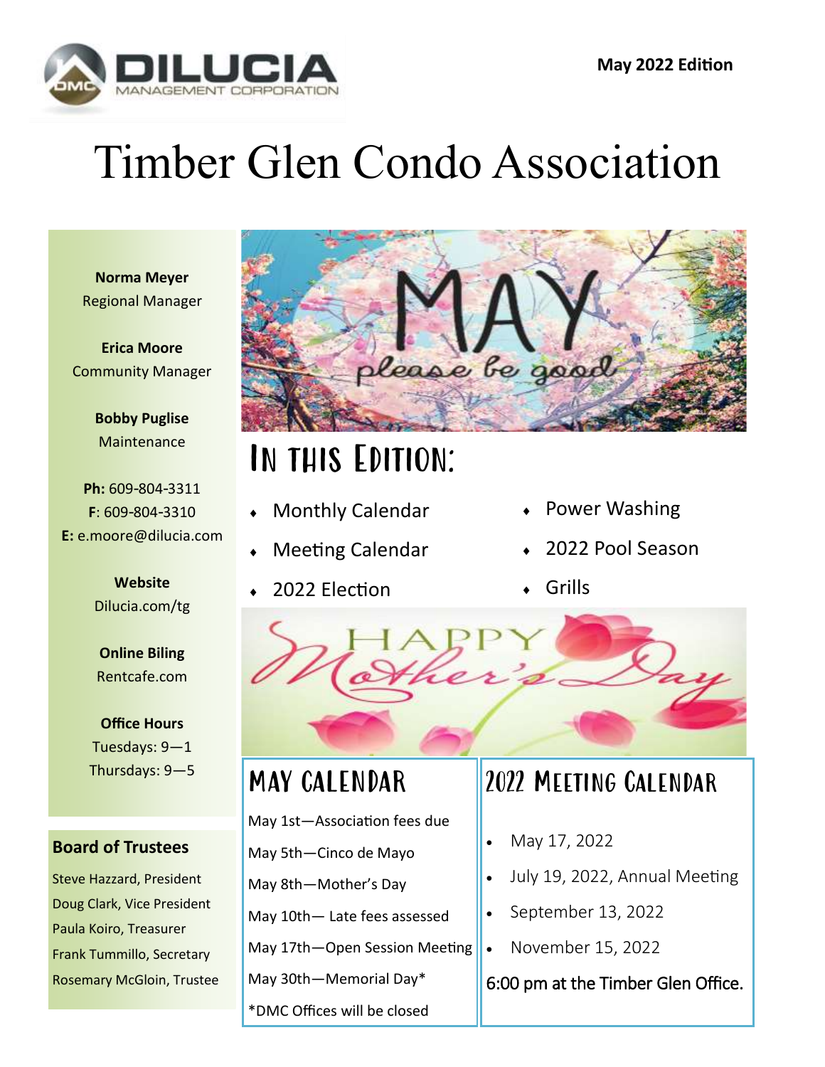DILUCIA MANAGEMENT CORPORATION

**May 2022 Edition**

# Timber Glen Condo Association

**Norma Meyer**
Regional Manager

**Erica Moore**
Community Manager

**Bobby Puglise**
Maintenance

**Ph:** 609-804-3311
**F**: 609-804-3310
**E:** e.moore@dilucia.com

**Website**
Dilucia.com/tg

**Online Biling**
Rentcafe.com

**Office Hours**
Tuesdays: 9—1
Thursdays: 9—5

### Board of Trustees

Steve Hazzard, President
Doug Clark, Vice President
Paula Koiro, Treasurer
Frank Tummillo, Secretary
Rosemary McGloin, Trustee

MAY please be good

## In this Edition:

- Monthly Calendar
- Meeting Calendar
- 2022 Election
- Power Washing
- 2022 Pool Season
- Grills

HAPPY Mother's Day

## May Calendar

May 1st—Association fees due

May 5th—Cinco de Mayo

May 8th—Mother's Day

May 10th— Late fees assessed

May 17th—Open Session Meeting

May 30th—Memorial Day*

*DMC Offices will be closed

## 2022 Meeting Calendar

- May 17, 2022
- July 19, 2022, Annual Meeting
- September 13, 2022
- November 15, 2022

6:00 pm at the Timber Glen Office.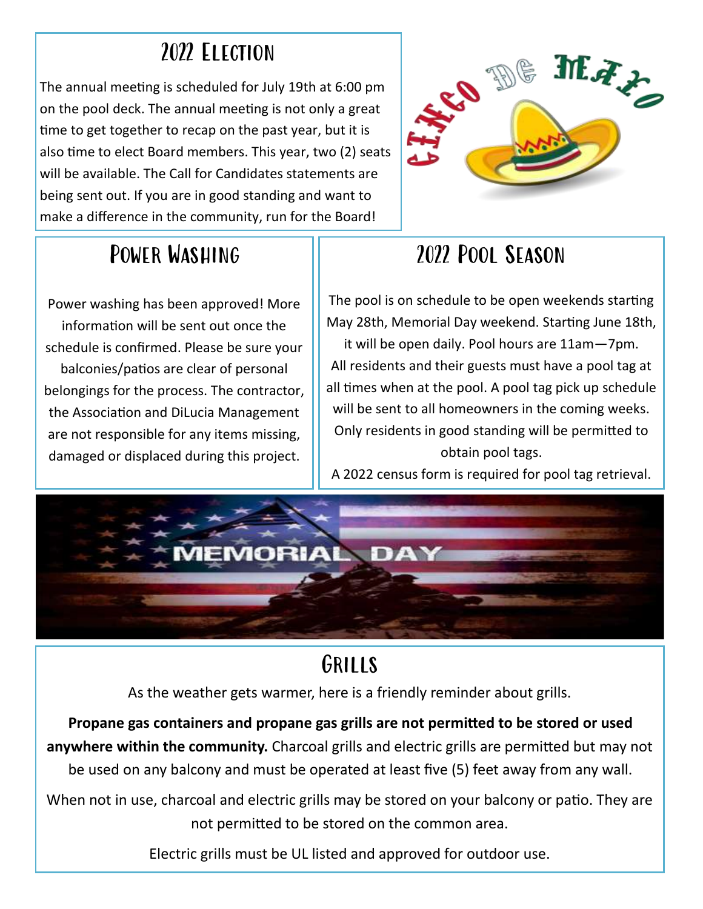## 2022 Election

The annual meeting is scheduled for July 19th at 6:00 pm on the pool deck. The annual meeting is not only a great time to get together to recap on the past year, but it is also time to elect Board members. This year, two (2) seats will be available. The Call for Candidates statements are being sent out. If you are in good standing and want to make a difference in the community, run for the Board!

Cinco De Mayo

## Power Washing

Power washing has been approved! More information will be sent out once the schedule is confirmed. Please be sure your balconies/patios are clear of personal belongings for the process. The contractor, the Association and DiLucia Management are not responsible for any items missing, damaged or displaced during this project.

## 2022 Pool Season

The pool is on schedule to be open weekends starting May 28th, Memorial Day weekend. Starting June 18th, it will be open daily. Pool hours are 11am—7pm. All residents and their guests must have a pool tag at all times when at the pool. A pool tag pick up schedule will be sent to all homeowners in the coming weeks. Only residents in good standing will be permitted to obtain pool tags.

A 2022 census form is required for pool tag retrieval.

MEMORIAL DAY

## Grills

As the weather gets warmer, here is a friendly reminder about grills.

**Propane gas containers and propane gas grills are not permitted to be stored or used anywhere within the community.** Charcoal grills and electric grills are permitted but may not be used on any balcony and must be operated at least five (5) feet away from any wall.

When not in use, charcoal and electric grills may be stored on your balcony or patio. They are not permitted to be stored on the common area.

Electric grills must be UL listed and approved for outdoor use.